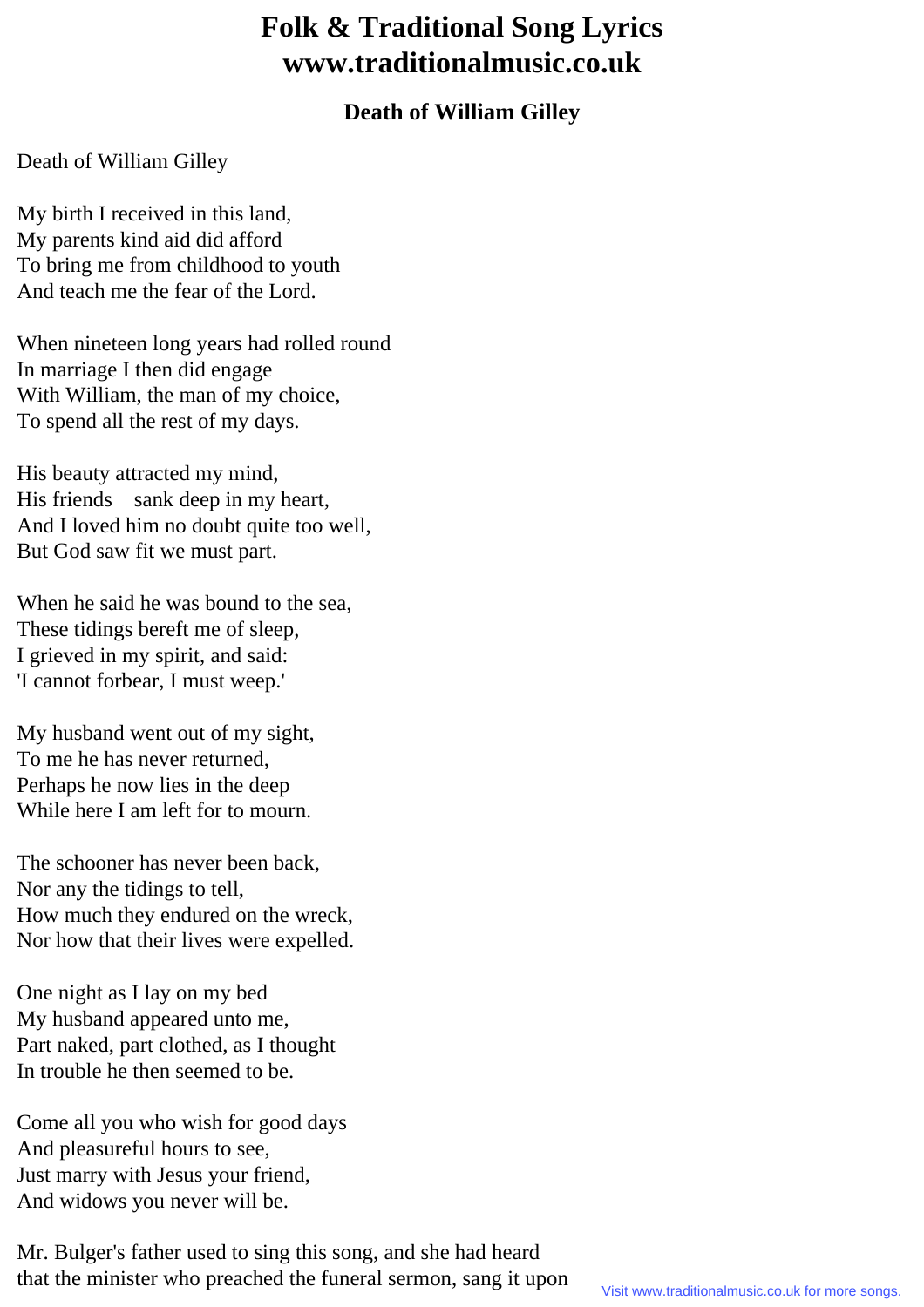# Folk & Traditional Song Lyrics www.traditionalmusic.co.uk

## Death of William Gilley

Death of William Gilley

My birth I received in this land,
My parents kind aid did afford
To bring me from childhood to youth
And teach me the fear of the Lord.

When nineteen long years had rolled round
In marriage I then did engage
With William, the man of my choice,
To spend all the rest of my days.

His beauty attracted my mind,
His friends sank deep in my heart,
And I loved him no doubt quite too well,
But God saw fit we must part.

When he said he was bound to the sea,
These tidings bereft me of sleep,
I grieved in my spirit, and said:
'I cannot forbear, I must weep.'

My husband went out of my sight,
To me he has never returned,
Perhaps he now lies in the deep
While here I am left for to mourn.

The schooner has never been back,
Nor any the tidings to tell,
How much they endured on the wreck,
Nor how that their lives were expelled.

One night as I lay on my bed
My husband appeared unto me,
Part naked, part clothed, as I thought
In trouble he then seemed to be.

Come all you who wish for good days
And pleasureful hours to see,
Just marry with Jesus your friend,
And widows you never will be.

Mr. Bulger's father used to sing this song, and she had heard
that the minister who preached the funeral sermon, sang it upon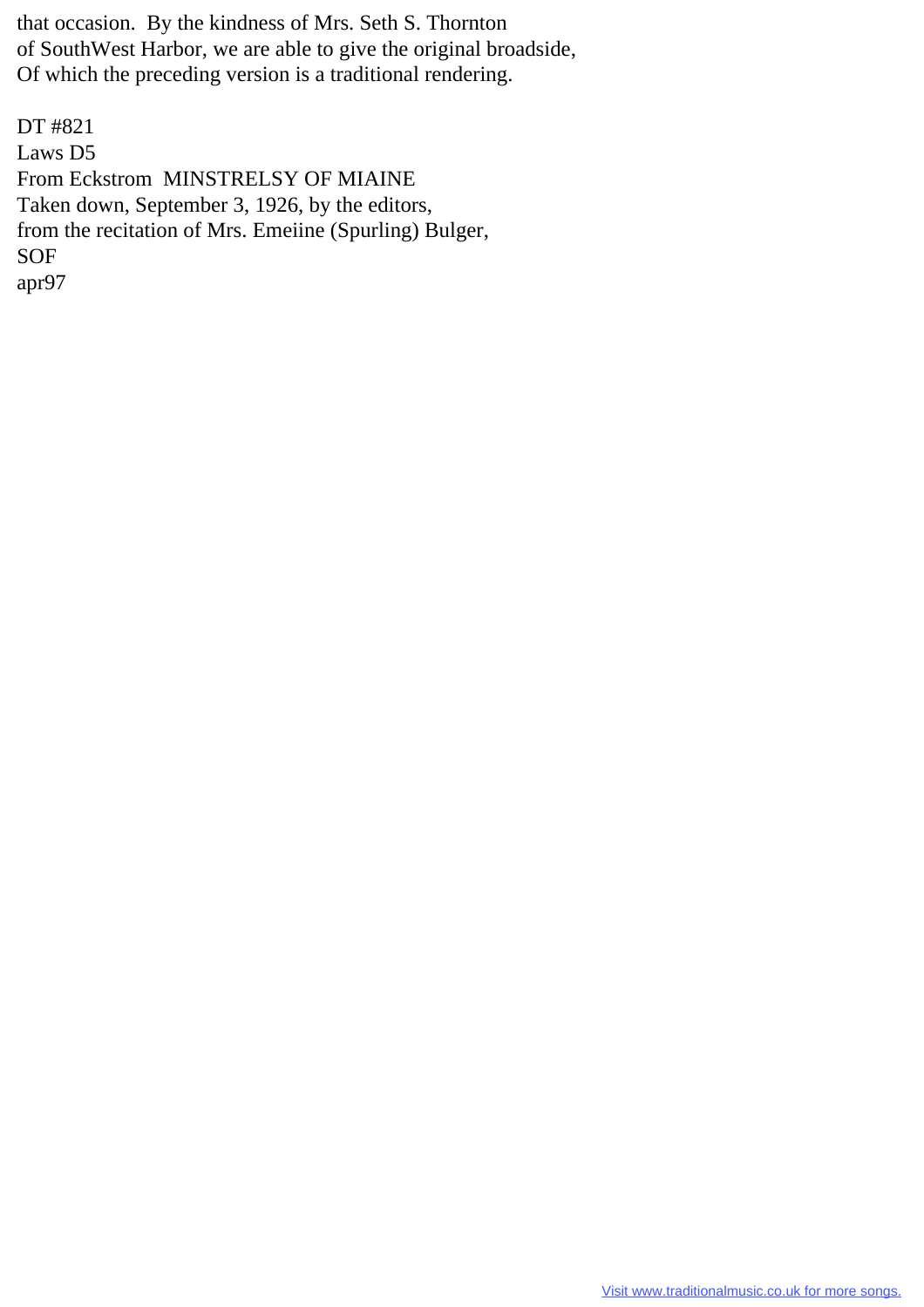that occasion.  By the kindness of Mrs. Seth S. Thornton
of SouthWest Harbor, we are able to give the original broadside,
Of which the preceding version is a traditional rendering.

DT #821
Laws D5
From Eckstrom  MINSTRELSY OF MIAINE
Taken down, September 3, 1926, by the editors,
from the recitation of Mrs. Emeiine (Spurling) Bulger,
SOF
apr97